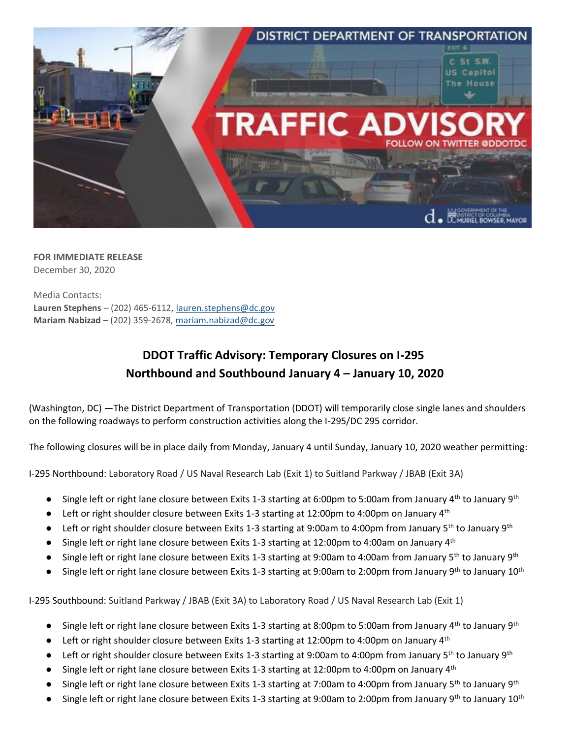**FOR IMMEDIATE RELEASE**
December 30, 2020

Media Contacts:
**Lauren Stephens** – (202) 465-6112, lauren.stephens@dc.gov
**Mariam Nabizad** – (202) 359-2678, mariam.nabizad@dc.gov

## DDOT Traffic Advisory: Temporary Closures on I-295 Northbound and Southbound January 4 – January 10, 2020

(Washington, DC) —The District Department of Transportation (DDOT) will temporarily close single lanes and shoulders on the following roadways to perform construction activities along the I-295/DC 295 corridor.

The following closures will be in place daily from Monday, January 4 until Sunday, January 10, 2020 weather permitting:

I-295 Northbound: Laboratory Road / US Naval Research Lab (Exit 1) to Suitland Parkway / JBAB (Exit 3A)

- Single left or right lane closure between Exits 1-3 starting at 6:00pm to 5:00am from January 4th to January 9th
- Left or right shoulder closure between Exits 1-3 starting at 12:00pm to 4:00pm on January 4th
- Left or right shoulder closure between Exits 1-3 starting at 9:00am to 4:00pm from January 5th to January 9th
- Single left or right lane closure between Exits 1-3 starting at 12:00pm to 4:00am on January 4th
- Single left or right lane closure between Exits 1-3 starting at 9:00am to 4:00am from January 5th to January 9th
- Single left or right lane closure between Exits 1-3 starting at 9:00am to 2:00pm from January 9th to January 10th

I-295 Southbound: Suitland Parkway / JBAB (Exit 3A) to Laboratory Road / US Naval Research Lab (Exit 1)

- Single left or right lane closure between Exits 1-3 starting at 8:00pm to 5:00am from January 4th to January 9th
- Left or right shoulder closure between Exits 1-3 starting at 12:00pm to 4:00pm on January 4th
- Left or right shoulder closure between Exits 1-3 starting at 9:00am to 4:00pm from January 5th to January 9th
- Single left or right lane closure between Exits 1-3 starting at 12:00pm to 4:00pm on January 4th
- Single left or right lane closure between Exits 1-3 starting at 7:00am to 4:00pm from January 5th to January 9th
- Single left or right lane closure between Exits 1-3 starting at 9:00am to 2:00pm from January 9th to January 10th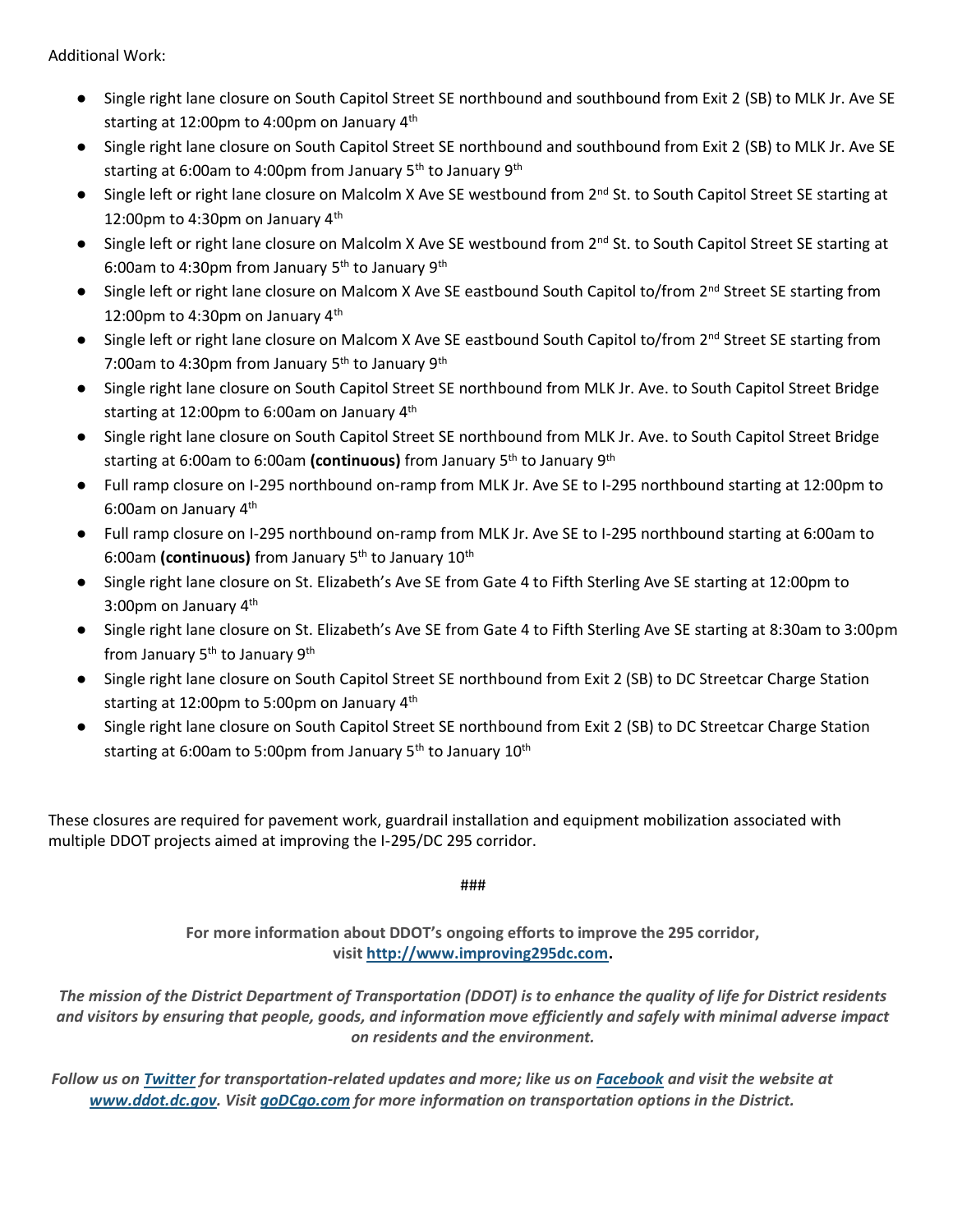Additional Work:

- Single right lane closure on South Capitol Street SE northbound and southbound from Exit 2 (SB) to MLK Jr. Ave SE starting at 12:00pm to 4:00pm on January 4th
- Single right lane closure on South Capitol Street SE northbound and southbound from Exit 2 (SB) to MLK Jr. Ave SE starting at 6:00am to 4:00pm from January 5th to January 9th
- Single left or right lane closure on Malcolm X Ave SE westbound from 2nd St. to South Capitol Street SE starting at 12:00pm to 4:30pm on January 4th
- Single left or right lane closure on Malcolm X Ave SE westbound from 2nd St. to South Capitol Street SE starting at 6:00am to 4:30pm from January 5th to January 9th
- Single left or right lane closure on Malcom X Ave SE eastbound South Capitol to/from 2nd Street SE starting from 12:00pm to 4:30pm on January 4th
- Single left or right lane closure on Malcom X Ave SE eastbound South Capitol to/from 2nd Street SE starting from 7:00am to 4:30pm from January 5th to January 9th
- Single right lane closure on South Capitol Street SE northbound from MLK Jr. Ave. to South Capitol Street Bridge starting at 12:00pm to 6:00am on January 4th
- Single right lane closure on South Capitol Street SE northbound from MLK Jr. Ave. to South Capitol Street Bridge starting at 6:00am to 6:00am **(continuous)** from January 5th to January 9th
- Full ramp closure on I-295 northbound on-ramp from MLK Jr. Ave SE to I-295 northbound starting at 12:00pm to 6:00am on January 4th
- Full ramp closure on I-295 northbound on-ramp from MLK Jr. Ave SE to I-295 northbound starting at 6:00am to 6:00am **(continuous)** from January 5th to January 10th
- Single right lane closure on St. Elizabeth's Ave SE from Gate 4 to Fifth Sterling Ave SE starting at 12:00pm to 3:00pm on January 4th
- Single right lane closure on St. Elizabeth's Ave SE from Gate 4 to Fifth Sterling Ave SE starting at 8:30am to 3:00pm from January 5th to January 9th
- Single right lane closure on South Capitol Street SE northbound from Exit 2 (SB) to DC Streetcar Charge Station starting at 12:00pm to 5:00pm on January 4th
- Single right lane closure on South Capitol Street SE northbound from Exit 2 (SB) to DC Streetcar Charge Station starting at 6:00am to 5:00pm from January 5th to January 10th

These closures are required for pavement work, guardrail installation and equipment mobilization associated with multiple DDOT projects aimed at improving the I-295/DC 295 corridor.

###

**For more information about DDOT's ongoing efforts to improve the 295 corridor, visit [http://www.improving295dc.com](http://www.improving295dc.com).**

***The mission of the District Department of Transportation (DDOT) is to enhance the quality of life for District residents and visitors by ensuring that people, goods, and information move efficiently and safely with minimal adverse impact on residents and the environment.***

***Follow us on Twitter for transportation-related updates and more; like us on Facebook and visit the website at www.ddot.dc.gov. Visit goDCgo.com for more information on transportation options in the District.***